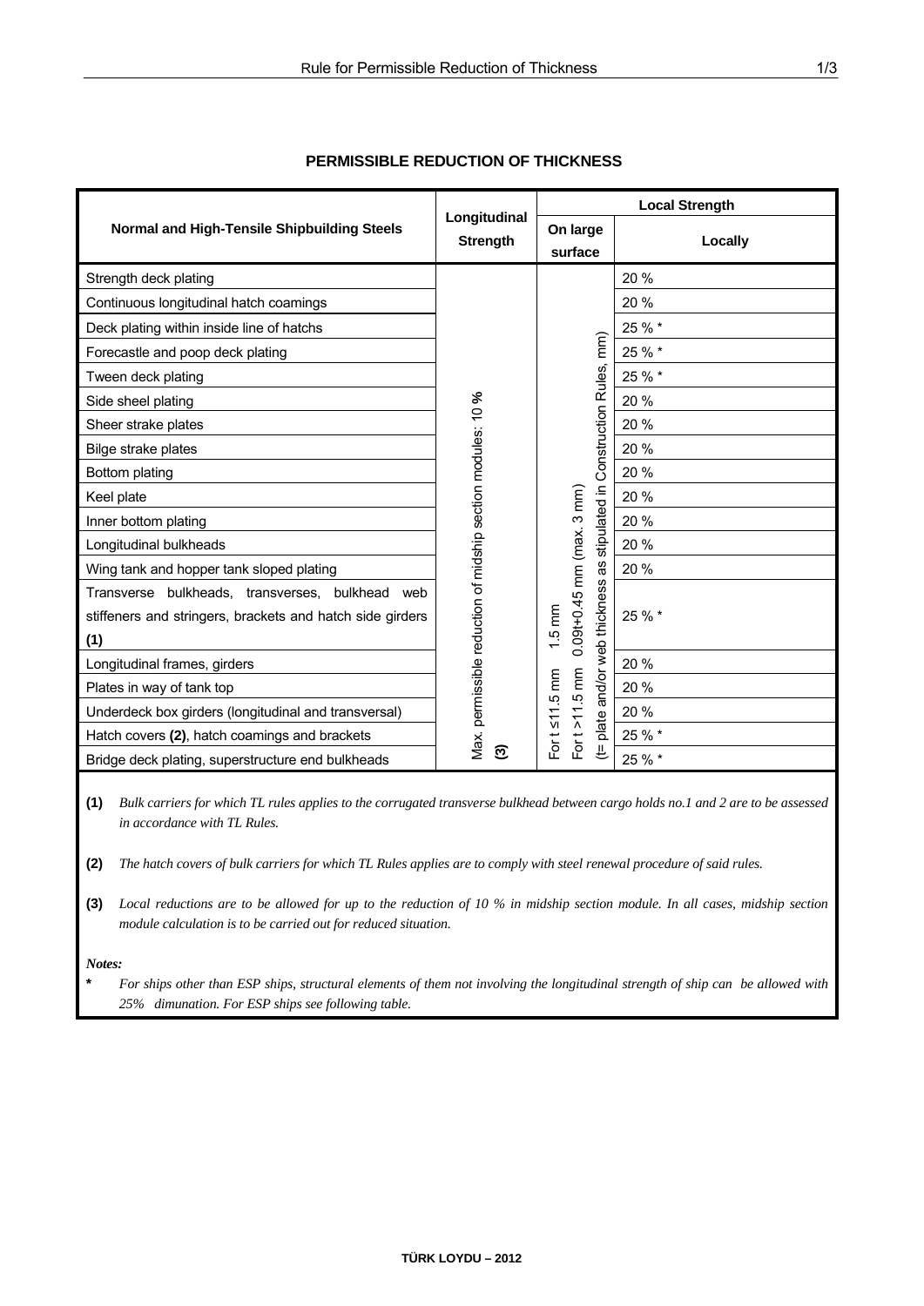## PERMISSIBLE REDUCTION OF THICKNESS

| Normal and High-Tensile Shipbuilding Steels | Longitudinal Strength | Local Strength | |
|---|---|---|---|
| | | On large surface | Locally |
| Strength deck plating | Max. permissible reduction of midship section modules: 10 % (3) | For t ≤11.5 mm 1.5 mm<br>For t >11.5 mm 0.09t+0.45 mm (max. 3 mm)<br>(t= plate and/or web thickness as stipulated in Construction Rules, mm) | 20 % |
| Continuous longitudinal hatch coamings | | | 20 % |
| Deck plating within inside line of hatchs | | | 25 % * |
| Forecastle and poop deck plating | | | 25 % * |
| Tween deck plating | | | 25 % * |
| Side sheel plating | | | 20 % |
| Sheer strake plates | | | 20 % |
| Bilge strake plates | | | 20 % |
| Bottom plating | | | 20 % |
| Keel plate | | | 20 % |
| Inner bottom plating | | | 20 % |
| Longitudinal bulkheads | | | 20 % |
| Wing tank and hopper tank sloped plating | | | 20 % |
| Transverse bulkheads, transverses, bulkhead web stiffeners and stringers, brackets and hatch side girders **(1)** | | | 25 % * |
| Longitudinal frames, girders | | | 20 % |
| Plates in way of tank top | | | 20 % |
| Underdeck box girders (longitudinal and transversal) | | | 20 % |
| Hatch covers **(2)**, hatch coamings and brackets | | | 25 % * |
| Bridge deck plating, superstructure end bulkheads | | | 25 % * |

**(1)** *Bulk carriers for which TL rules applies to the corrugated transverse bulkhead between cargo holds no.1 and 2 are to be assessed in accordance with TL Rules.*

**(2)** *The hatch covers of bulk carriers for which TL Rules applies are to comply with steel renewal procedure of said rules.*

**(3)** *Local reductions are to be allowed for up to the reduction of 10 % in midship section module. In all cases, midship section module calculation is to be carried out for reduced situation.*

*Notes:*

**\*** *For ships other than ESP ships, structural elements of them not involving the longitudinal strength of ship can be allowed with 25% dimunation. For ESP ships see following table.*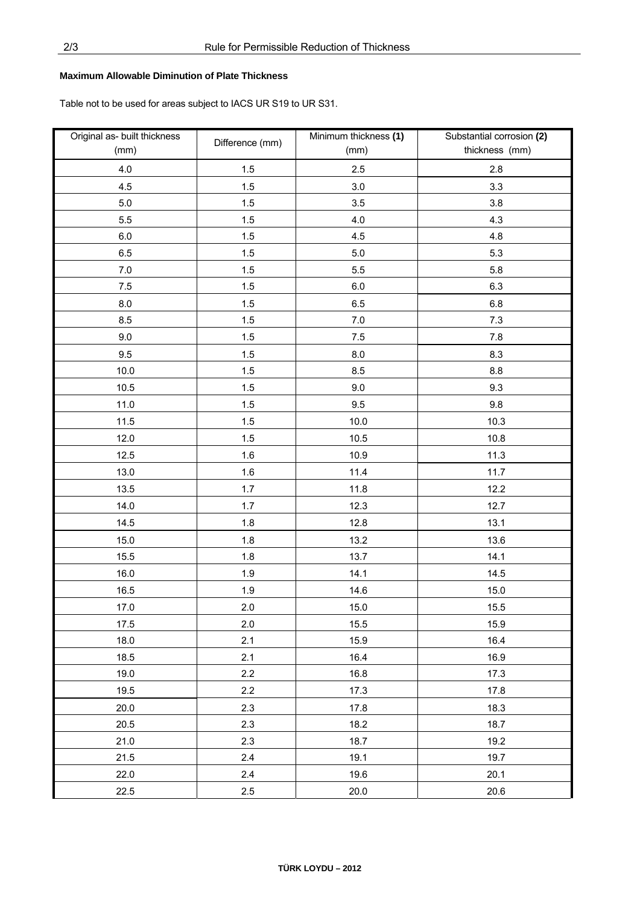**Maximum Allowable Diminution of Plate Thickness**

Table not to be used for areas subject to IACS UR S19 to UR S31.

| Original as- built thickness (mm) | Difference (mm) | Minimum thickness **(1)** (mm) | Substantial corrosion **(2)** thickness (mm) |
|---|---|---|---|
| 4.0 | 1.5 | 2.5 | 2.8 |
| 4.5 | 1.5 | 3.0 | 3.3 |
| 5.0 | 1.5 | 3.5 | 3.8 |
| 5.5 | 1.5 | 4.0 | 4.3 |
| 6.0 | 1.5 | 4.5 | 4.8 |
| 6.5 | 1.5 | 5.0 | 5.3 |
| 7.0 | 1.5 | 5.5 | 5.8 |
| 7.5 | 1.5 | 6.0 | 6.3 |
| 8.0 | 1.5 | 6.5 | 6.8 |
| 8.5 | 1.5 | 7.0 | 7.3 |
| 9.0 | 1.5 | 7.5 | 7.8 |
| 9.5 | 1.5 | 8.0 | 8.3 |
| 10.0 | 1.5 | 8.5 | 8.8 |
| 10.5 | 1.5 | 9.0 | 9.3 |
| 11.0 | 1.5 | 9.5 | 9.8 |
| 11.5 | 1.5 | 10.0 | 10.3 |
| 12.0 | 1.5 | 10.5 | 10.8 |
| 12.5 | 1.6 | 10.9 | 11.3 |
| 13.0 | 1.6 | 11.4 | 11.7 |
| 13.5 | 1.7 | 11.8 | 12.2 |
| 14.0 | 1.7 | 12.3 | 12.7 |
| 14.5 | 1.8 | 12.8 | 13.1 |
| 15.0 | 1.8 | 13.2 | 13.6 |
| 15.5 | 1.8 | 13.7 | 14.1 |
| 16.0 | 1.9 | 14.1 | 14.5 |
| 16.5 | 1.9 | 14.6 | 15.0 |
| 17.0 | 2.0 | 15.0 | 15.5 |
| 17.5 | 2.0 | 15.5 | 15.9 |
| 18.0 | 2.1 | 15.9 | 16.4 |
| 18.5 | 2.1 | 16.4 | 16.9 |
| 19.0 | 2.2 | 16.8 | 17.3 |
| 19.5 | 2.2 | 17.3 | 17.8 |
| 20.0 | 2.3 | 17.8 | 18.3 |
| 20.5 | 2.3 | 18.2 | 18.7 |
| 21.0 | 2.3 | 18.7 | 19.2 |
| 21.5 | 2.4 | 19.1 | 19.7 |
| 22.0 | 2.4 | 19.6 | 20.1 |
| 22.5 | 2.5 | 20.0 | 20.6 |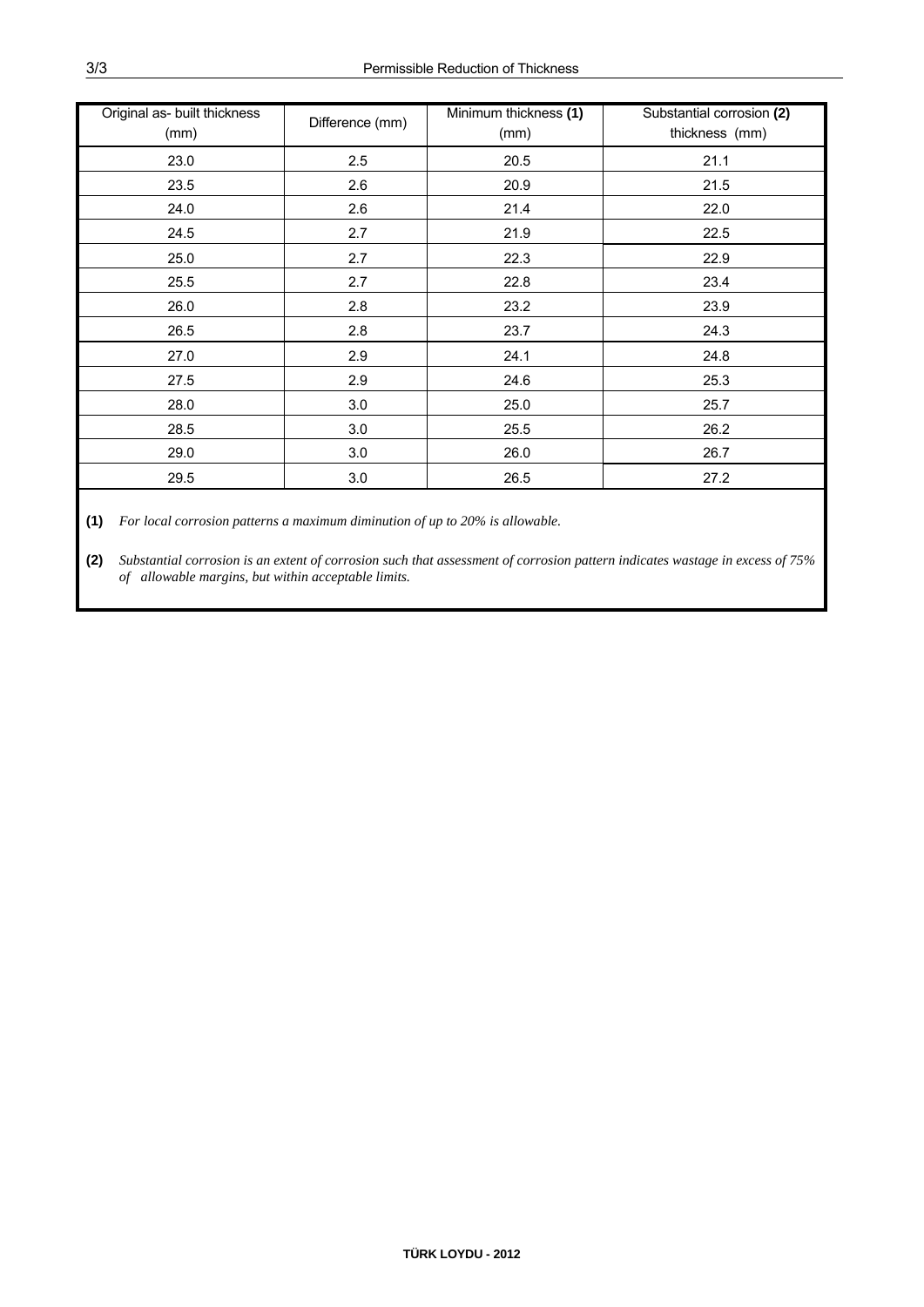| Original as- built thickness (mm) | Difference (mm) | Minimum thickness **(1)** (mm) | Substantial corrosion **(2)** thickness (mm) |
|---|---|---|---|
| 23.0 | 2.5 | 20.5 | 21.1 |
| 23.5 | 2.6 | 20.9 | 21.5 |
| 24.0 | 2.6 | 21.4 | 22.0 |
| 24.5 | 2.7 | 21.9 | 22.5 |
| 25.0 | 2.7 | 22.3 | 22.9 |
| 25.5 | 2.7 | 22.8 | 23.4 |
| 26.0 | 2.8 | 23.2 | 23.9 |
| 26.5 | 2.8 | 23.7 | 24.3 |
| 27.0 | 2.9 | 24.1 | 24.8 |
| 27.5 | 2.9 | 24.6 | 25.3 |
| 28.0 | 3.0 | 25.0 | 25.7 |
| 28.5 | 3.0 | 25.5 | 26.2 |
| 29.0 | 3.0 | 26.0 | 26.7 |
| 29.5 | 3.0 | 26.5 | 27.2 |

**(1)** *For local corrosion patterns a maximum diminution of up to 20% is allowable.*

**(2)** *Substantial corrosion is an extent of corrosion such that assessment of corrosion pattern indicates wastage in excess of 75% of allowable margins, but within acceptable limits.*